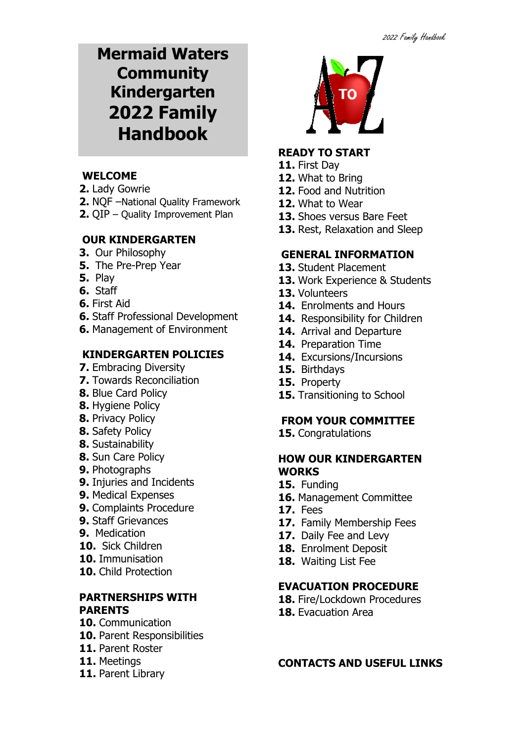# Mermaid Waters Community Kindergarten 2022 Family Handbook

A TO Z

## WELCOME

**2.** Lady Gowrie
**2.** NQF –National Quality Framework
**2.** QIP – Quality Improvement Plan

## OUR KINDERGARTEN

**3.** Our Philosophy
**5.** The Pre-Prep Year
**5.** Play
**6.** Staff
**6.** First Aid
**6.** Staff Professional Development
**6.** Management of Environment

## KINDERGARTEN POLICIES

**7.** Embracing Diversity
**7.** Towards Reconciliation
**8.** Blue Card Policy
**8.** Hygiene Policy
**8.** Privacy Policy
**8.** Safety Policy
**8.** Sustainability
**8.** Sun Care Policy
**9.** Photographs
**9.** Injuries and Incidents
**9.** Medical Expenses
**9.** Complaints Procedure
**9.** Staff Grievances
**9.** Medication
**10.** Sick Children
**10.** Immunisation
**10.** Child Protection

## PARTNERSHIPS WITH PARENTS

**10.** Communication
**10.** Parent Responsibilities
**11.** Parent Roster
**11.** Meetings
**11.** Parent Library

## READY TO START

**11.** First Day
**12.** What to Bring
**12.** Food and Nutrition
**12.** What to Wear
**13.** Shoes versus Bare Feet
**13.** Rest, Relaxation and Sleep

## GENERAL INFORMATION

**13.** Student Placement
**13.** Work Experience & Students
**13.** Volunteers
**14.** Enrolments and Hours
**14.** Responsibility for Children
**14.** Arrival and Departure
**14.** Preparation Time
**14.** Excursions/Incursions
**15.** Birthdays
**15.** Property
**15.** Transitioning to School

## FROM YOUR COMMITTEE

**15.** Congratulations

## HOW OUR KINDERGARTEN WORKS

**15.** Funding
**16.** Management Committee
**17.** Fees
**17.** Family Membership Fees
**17.** Daily Fee and Levy
**18.** Enrolment Deposit
**18.** Waiting List Fee

## EVACUATION PROCEDURE

**18.** Fire/Lockdown Procedures
**18.** Evacuation Area

## CONTACTS AND USEFUL LINKS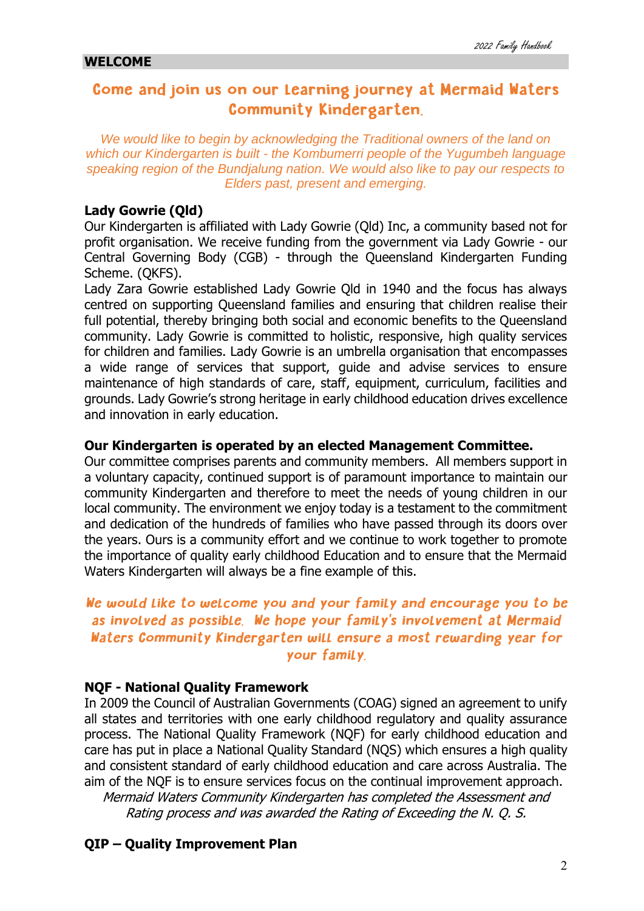## WELCOME

## Come and join us on our Learning journey at Mermaid Waters Community Kindergarten.

*We would like to begin by acknowledging the Traditional owners of the land on which our Kindergarten is built - the Kombumerri people of the Yugumbeh language speaking region of the Bundjalung nation. We would also like to pay our respects to Elders past, present and emerging.*

### Lady Gowrie (Qld)

Our Kindergarten is affiliated with Lady Gowrie (Qld) Inc, a community based not for profit organisation. We receive funding from the government via Lady Gowrie - our Central Governing Body (CGB) - through the Queensland Kindergarten Funding Scheme. (QKFS).

Lady Zara Gowrie established Lady Gowrie Qld in 1940 and the focus has always centred on supporting Queensland families and ensuring that children realise their full potential, thereby bringing both social and economic benefits to the Queensland community. Lady Gowrie is committed to holistic, responsive, high quality services for children and families. Lady Gowrie is an umbrella organisation that encompasses a wide range of services that support, guide and advise services to ensure maintenance of high standards of care, staff, equipment, curriculum, facilities and grounds. Lady Gowrie's strong heritage in early childhood education drives excellence and innovation in early education.

### Our Kindergarten is operated by an elected Management Committee.

Our committee comprises parents and community members. All members support in a voluntary capacity, continued support is of paramount importance to maintain our community Kindergarten and therefore to meet the needs of young children in our local community. The environment we enjoy today is a testament to the commitment and dedication of the hundreds of families who have passed through its doors over the years. Ours is a community effort and we continue to work together to promote the importance of quality early childhood Education and to ensure that the Mermaid Waters Kindergarten will always be a fine example of this.

***We would like to welcome you and your family and encourage you to be as involved as possible. We hope your family's involvement at Mermaid Waters Community Kindergarten will ensure a most rewarding year for your family.***

### NQF - National Quality Framework

In 2009 the Council of Australian Governments (COAG) signed an agreement to unify all states and territories with one early childhood regulatory and quality assurance process. The National Quality Framework (NQF) for early childhood education and care has put in place a National Quality Standard (NQS) which ensures a high quality and consistent standard of early childhood education and care across Australia. The aim of the NQF is to ensure services focus on the continual improvement approach.

*Mermaid Waters Community Kindergarten has completed the Assessment and Rating process and was awarded the Rating of Exceeding the N. Q. S.*

### QIP – Quality Improvement Plan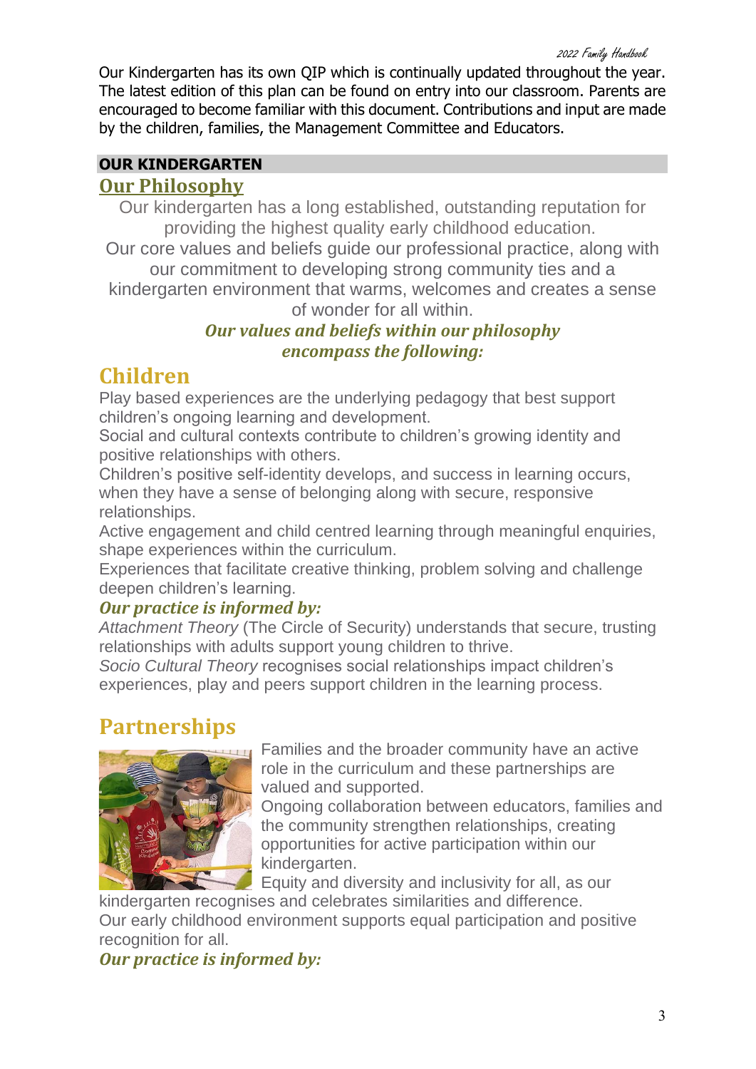Our Kindergarten has its own QIP which is continually updated throughout the year. The latest edition of this plan can be found on entry into our classroom. Parents are encouraged to become familiar with this document. Contributions and input are made by the children, families, the Management Committee and Educators.

## OUR KINDERGARTEN

### Our Philosophy

Our kindergarten has a long established, outstanding reputation for providing the highest quality early childhood education.
Our core values and beliefs guide our professional practice, along with our commitment to developing strong community ties and a kindergarten environment that warms, welcomes and creates a sense of wonder for all within.

***Our values and beliefs within our philosophy encompass the following:***

### Children

Play based experiences are the underlying pedagogy that best support children's ongoing learning and development.
Social and cultural contexts contribute to children's growing identity and positive relationships with others.
Children's positive self-identity develops, and success in learning occurs, when they have a sense of belonging along with secure, responsive relationships.
Active engagement and child centred learning through meaningful enquiries, shape experiences within the curriculum.
Experiences that facilitate creative thinking, problem solving and challenge deepen children's learning.

***Our practice is informed by:***

*Attachment Theory* (The Circle of Security) understands that secure, trusting relationships with adults support young children to thrive.
*Socio Cultural Theory* recognises social relationships impact children's experiences, play and peers support children in the learning process.

### Partnerships

Families and the broader community have an active role in the curriculum and these partnerships are valued and supported.
Ongoing collaboration between educators, families and the community strengthen relationships, creating opportunities for active participation within our kindergarten.
Equity and diversity and inclusivity for all, as our kindergarten recognises and celebrates similarities and difference.
Our early childhood environment supports equal participation and positive recognition for all.

***Our practice is informed by:***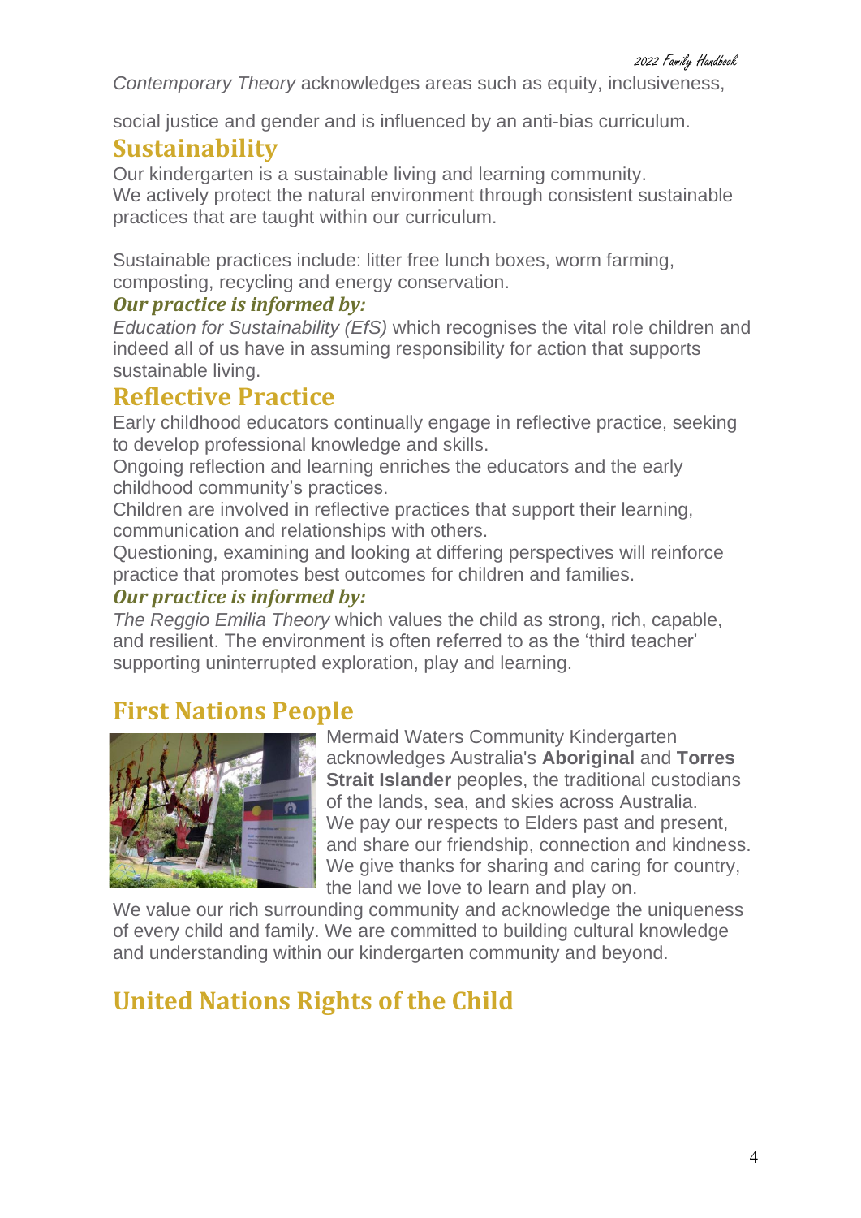*Contemporary Theory* acknowledges areas such as equity, inclusiveness,

social justice and gender and is influenced by an anti-bias curriculum.

## Sustainability

Our kindergarten is a sustainable living and learning community.
We actively protect the natural environment through consistent sustainable practices that are taught within our curriculum.

Sustainable practices include: litter free lunch boxes, worm farming, composting, recycling and energy conservation.

### *Our practice is informed by:*

*Education for Sustainability (EfS)* which recognises the vital role children and indeed all of us have in assuming responsibility for action that supports sustainable living.

## Reflective Practice

Early childhood educators continually engage in reflective practice, seeking to develop professional knowledge and skills.
Ongoing reflection and learning enriches the educators and the early childhood community's practices.
Children are involved in reflective practices that support their learning, communication and relationships with others.
Questioning, examining and looking at differing perspectives will reinforce practice that promotes best outcomes for children and families.

### *Our practice is informed by:*

*The Reggio Emilia Theory* which values the child as strong, rich, capable, and resilient. The environment is often referred to as the 'third teacher' supporting uninterrupted exploration, play and learning.

## First Nations People

Mermaid Waters Community Kindergarten acknowledges Australia's **Aboriginal** and **Torres Strait Islander** peoples, the traditional custodians of the lands, sea, and skies across Australia. We pay our respects to Elders past and present, and share our friendship, connection and kindness. We give thanks for sharing and caring for country, the land we love to learn and play on.
We value our rich surrounding community and acknowledge the uniqueness of every child and family. We are committed to building cultural knowledge and understanding within our kindergarten community and beyond.

## United Nations Rights of the Child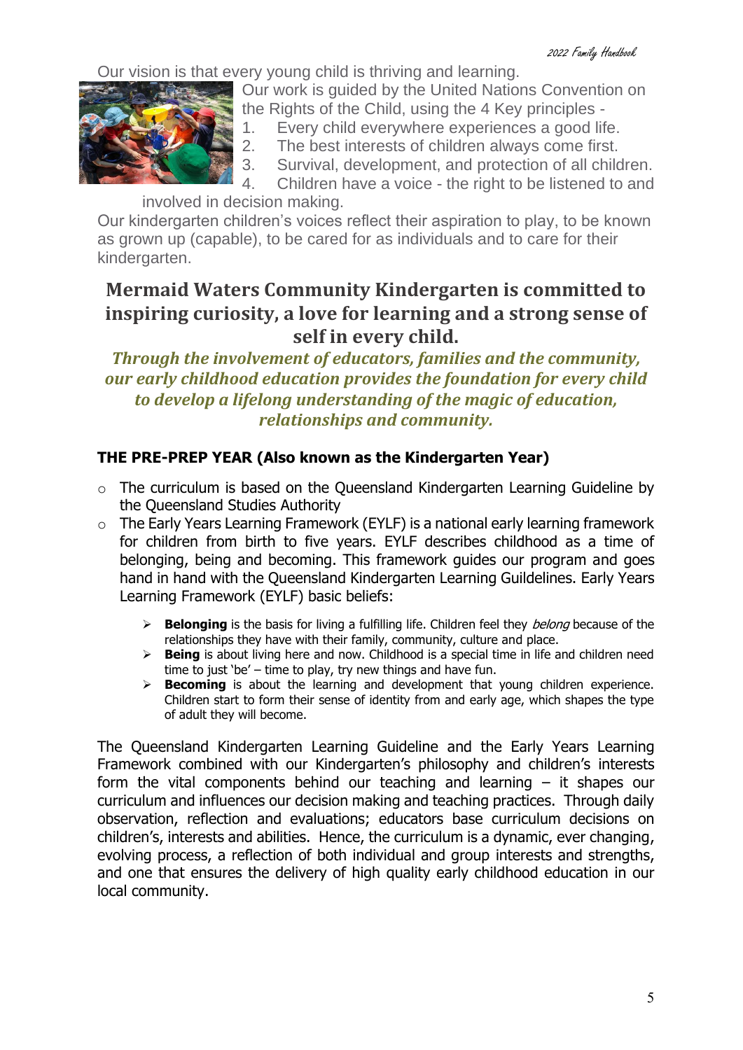Our vision is that every young child is thriving and learning.

Our work is guided by the United Nations Convention on the Rights of the Child, using the 4 Key principles -

1. Every child everywhere experiences a good life.
2. The best interests of children always come first.
3. Survival, development, and protection of all children.
4. Children have a voice - the right to be listened to and involved in decision making.

Our kindergarten children's voices reflect their aspiration to play, to be known as grown up (capable), to be cared for as individuals and to care for their kindergarten.

## Mermaid Waters Community Kindergarten is committed to inspiring curiosity, a love for learning and a strong sense of self in every child.

***Through the involvement of educators, families and the community, our early childhood education provides the foundation for every child to develop a lifelong understanding of the magic of education, relationships and community.***

### THE PRE-PREP YEAR (Also known as the Kindergarten Year)

- The curriculum is based on the Queensland Kindergarten Learning Guideline by the Queensland Studies Authority
- The Early Years Learning Framework (EYLF) is a national early learning framework for children from birth to five years. EYLF describes childhood as a time of belonging, being and becoming. This framework guides our program and goes hand in hand with the Queensland Kindergarten Learning Guildelines. Early Years Learning Framework (EYLF) basic beliefs:
  - **Belonging** is the basis for living a fulfilling life. Children feel they *belong* because of the relationships they have with their family, community, culture and place.
  - **Being** is about living here and now. Childhood is a special time in life and children need time to just 'be' – time to play, try new things and have fun.
  - **Becoming** is about the learning and development that young children experience. Children start to form their sense of identity from and early age, which shapes the type of adult they will become.

The Queensland Kindergarten Learning Guideline and the Early Years Learning Framework combined with our Kindergarten's philosophy and children's interests form the vital components behind our teaching and learning – it shapes our curriculum and influences our decision making and teaching practices. Through daily observation, reflection and evaluations; educators base curriculum decisions on children's, interests and abilities. Hence, the curriculum is a dynamic, ever changing, evolving process, a reflection of both individual and group interests and strengths, and one that ensures the delivery of high quality early childhood education in our local community.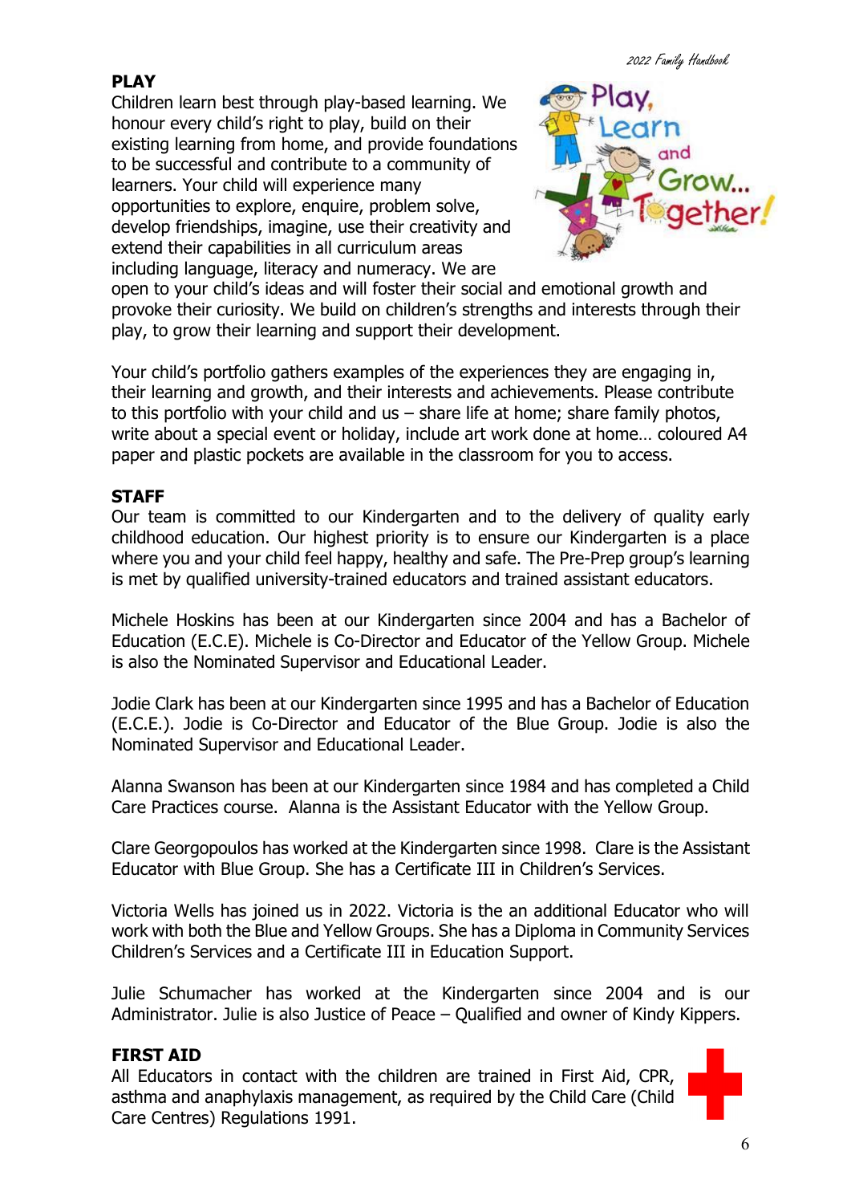## PLAY

Children learn best through play-based learning. We honour every child's right to play, build on their existing learning from home, and provide foundations to be successful and contribute to a community of learners. Your child will experience many opportunities to explore, enquire, problem solve, develop friendships, imagine, use their creativity and extend their capabilities in all curriculum areas including language, literacy and numeracy. We are open to your child's ideas and will foster their social and emotional growth and provoke their curiosity. We build on children's strengths and interests through their play, to grow their learning and support their development.

Your child's portfolio gathers examples of the experiences they are engaging in, their learning and growth, and their interests and achievements. Please contribute to this portfolio with your child and us – share life at home; share family photos, write about a special event or holiday, include art work done at home… coloured A4 paper and plastic pockets are available in the classroom for you to access.

## STAFF

Our team is committed to our Kindergarten and to the delivery of quality early childhood education. Our highest priority is to ensure our Kindergarten is a place where you and your child feel happy, healthy and safe. The Pre-Prep group's learning is met by qualified university-trained educators and trained assistant educators.

Michele Hoskins has been at our Kindergarten since 2004 and has a Bachelor of Education (E.C.E). Michele is Co-Director and Educator of the Yellow Group. Michele is also the Nominated Supervisor and Educational Leader.

Jodie Clark has been at our Kindergarten since 1995 and has a Bachelor of Education (E.C.E.). Jodie is Co-Director and Educator of the Blue Group. Jodie is also the Nominated Supervisor and Educational Leader.

Alanna Swanson has been at our Kindergarten since 1984 and has completed a Child Care Practices course. Alanna is the Assistant Educator with the Yellow Group.

Clare Georgopoulos has worked at the Kindergarten since 1998. Clare is the Assistant Educator with Blue Group. She has a Certificate III in Children's Services.

Victoria Wells has joined us in 2022. Victoria is the an additional Educator who will work with both the Blue and Yellow Groups. She has a Diploma in Community Services Children's Services and a Certificate III in Education Support.

Julie Schumacher has worked at the Kindergarten since 2004 and is our Administrator. Julie is also Justice of Peace – Qualified and owner of Kindy Kippers.

## FIRST AID

All Educators in contact with the children are trained in First Aid, CPR, asthma and anaphylaxis management, as required by the Child Care (Child Care Centres) Regulations 1991.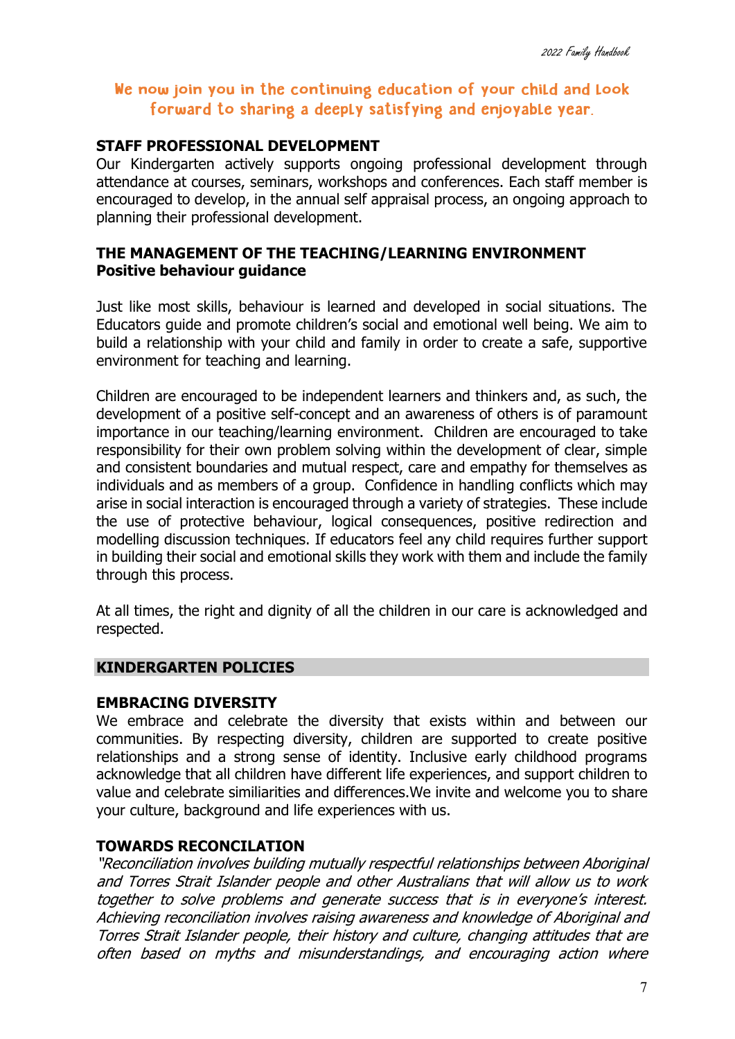We now join you in the continuing education of your child and look forward to sharing a deeply satisfying and enjoyable year.

### STAFF PROFESSIONAL DEVELOPMENT

Our Kindergarten actively supports ongoing professional development through attendance at courses, seminars, workshops and conferences. Each staff member is encouraged to develop, in the annual self appraisal process, an ongoing approach to planning their professional development.

### THE MANAGEMENT OF THE TEACHING/LEARNING ENVIRONMENT

**Positive behaviour guidance**

Just like most skills, behaviour is learned and developed in social situations. The Educators guide and promote children's social and emotional well being. We aim to build a relationship with your child and family in order to create a safe, supportive environment for teaching and learning.

Children are encouraged to be independent learners and thinkers and, as such, the development of a positive self-concept and an awareness of others is of paramount importance in our teaching/learning environment. Children are encouraged to take responsibility for their own problem solving within the development of clear, simple and consistent boundaries and mutual respect, care and empathy for themselves as individuals and as members of a group. Confidence in handling conflicts which may arise in social interaction is encouraged through a variety of strategies. These include the use of protective behaviour, logical consequences, positive redirection and modelling discussion techniques. If educators feel any child requires further support in building their social and emotional skills they work with them and include the family through this process.

At all times, the right and dignity of all the children in our care is acknowledged and respected.

## KINDERGARTEN POLICIES

### EMBRACING DIVERSITY

We embrace and celebrate the diversity that exists within and between our communities. By respecting diversity, children are supported to create positive relationships and a strong sense of identity. Inclusive early childhood programs acknowledge that all children have different life experiences, and support children to value and celebrate similiarities and differences.We invite and welcome you to share your culture, background and life experiences with us.

### TOWARDS RECONCILATION

*"Reconciliation involves building mutually respectful relationships between Aboriginal and Torres Strait Islander people and other Australians that will allow us to work together to solve problems and generate success that is in everyone's interest. Achieving reconciliation involves raising awareness and knowledge of Aboriginal and Torres Strait Islander people, their history and culture, changing attitudes that are often based on myths and misunderstandings, and encouraging action where*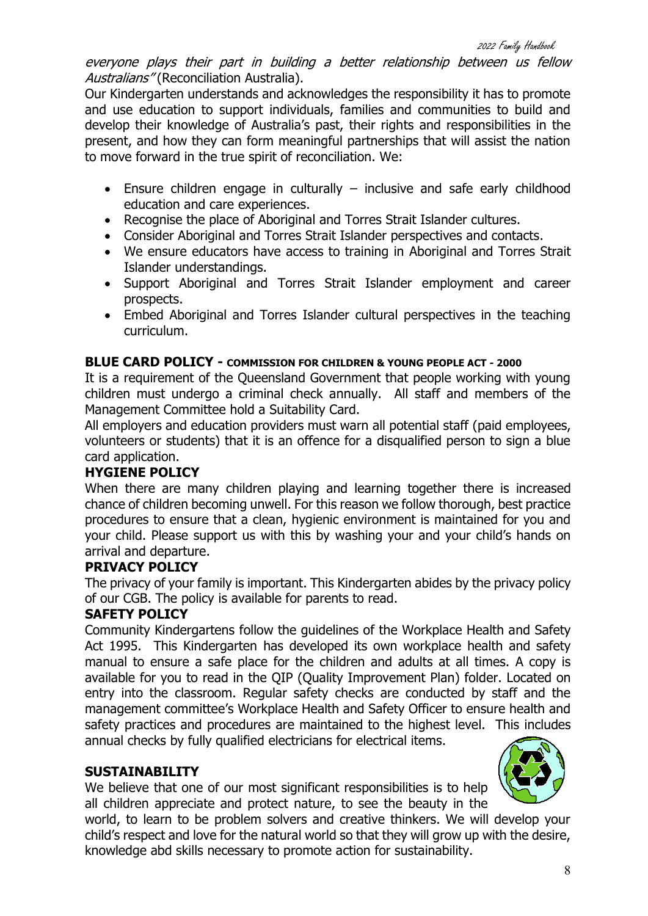*everyone plays their part in building a better relationship between us fellow Australians"* (Reconciliation Australia).

Our Kindergarten understands and acknowledges the responsibility it has to promote and use education to support individuals, families and communities to build and develop their knowledge of Australia's past, their rights and responsibilities in the present, and how they can form meaningful partnerships that will assist the nation to move forward in the true spirit of reconciliation. We:

- Ensure children engage in culturally – inclusive and safe early childhood education and care experiences.
- Recognise the place of Aboriginal and Torres Strait Islander cultures.
- Consider Aboriginal and Torres Strait Islander perspectives and contacts.
- We ensure educators have access to training in Aboriginal and Torres Strait Islander understandings.
- Support Aboriginal and Torres Strait Islander employment and career prospects.
- Embed Aboriginal and Torres Islander cultural perspectives in the teaching curriculum.

## BLUE CARD POLICY - COMMISSION FOR CHILDREN & YOUNG PEOPLE ACT - 2000

It is a requirement of the Queensland Government that people working with young children must undergo a criminal check annually. All staff and members of the Management Committee hold a Suitability Card.

All employers and education providers must warn all potential staff (paid employees, volunteers or students) that it is an offence for a disqualified person to sign a blue card application.

## HYGIENE POLICY

When there are many children playing and learning together there is increased chance of children becoming unwell. For this reason we follow thorough, best practice procedures to ensure that a clean, hygienic environment is maintained for you and your child. Please support us with this by washing your and your child's hands on arrival and departure.

## PRIVACY POLICY

The privacy of your family is important. This Kindergarten abides by the privacy policy of our CGB. The policy is available for parents to read.

## SAFETY POLICY

Community Kindergartens follow the guidelines of the Workplace Health and Safety Act 1995. This Kindergarten has developed its own workplace health and safety manual to ensure a safe place for the children and adults at all times. A copy is available for you to read in the QIP (Quality Improvement Plan) folder. Located on entry into the classroom. Regular safety checks are conducted by staff and the management committee's Workplace Health and Safety Officer to ensure health and safety practices and procedures are maintained to the highest level. This includes annual checks by fully qualified electricians for electrical items.

## SUSTAINABILITY

We believe that one of our most significant responsibilities is to help all children appreciate and protect nature, to see the beauty in the world, to learn to be problem solvers and creative thinkers. We will develop your child's respect and love for the natural world so that they will grow up with the desire, knowledge abd skills necessary to promote action for sustainability.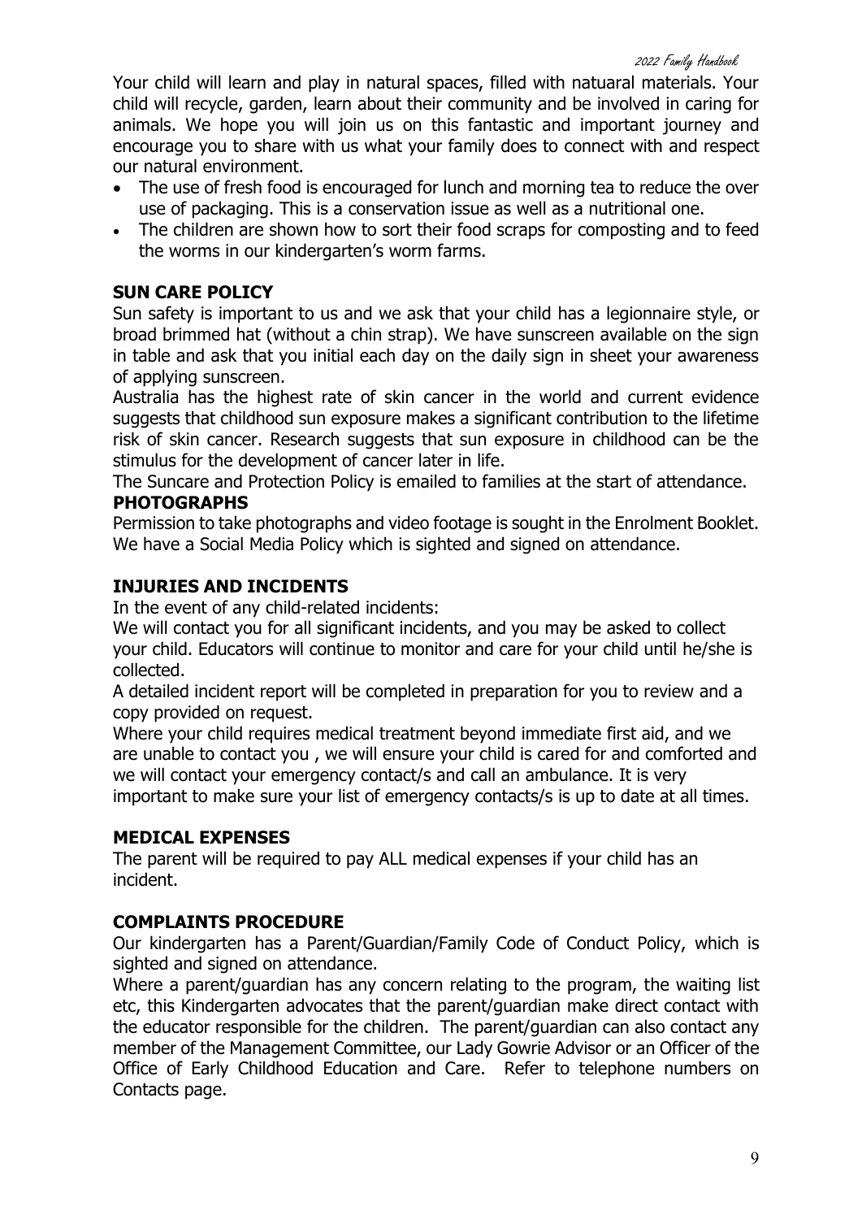Your child will learn and play in natural spaces, filled with natuaral materials. Your child will recycle, garden, learn about their community and be involved in caring for animals. We hope you will join us on this fantastic and important journey and encourage you to share with us what your family does to connect with and respect our natural environment.

- The use of fresh food is encouraged for lunch and morning tea to reduce the over use of packaging. This is a conservation issue as well as a nutritional one.
- The children are shown how to sort their food scraps for composting and to feed the worms in our kindergarten's worm farms.

## SUN CARE POLICY

Sun safety is important to us and we ask that your child has a legionnaire style, or broad brimmed hat (without a chin strap). We have sunscreen available on the sign in table and ask that you initial each day on the daily sign in sheet your awareness of applying sunscreen.

Australia has the highest rate of skin cancer in the world and current evidence suggests that childhood sun exposure makes a significant contribution to the lifetime risk of skin cancer. Research suggests that sun exposure in childhood can be the stimulus for the development of cancer later in life.

The Suncare and Protection Policy is emailed to families at the start of attendance.

## PHOTOGRAPHS

Permission to take photographs and video footage is sought in the Enrolment Booklet. We have a Social Media Policy which is sighted and signed on attendance.

## INJURIES AND INCIDENTS

In the event of any child-related incidents:

We will contact you for all significant incidents, and you may be asked to collect your child. Educators will continue to monitor and care for your child until he/she is collected.

A detailed incident report will be completed in preparation for you to review and a copy provided on request.

Where your child requires medical treatment beyond immediate first aid, and we are unable to contact you , we will ensure your child is cared for and comforted and we will contact your emergency contact/s and call an ambulance. It is very important to make sure your list of emergency contacts/s is up to date at all times.

## MEDICAL EXPENSES

The parent will be required to pay ALL medical expenses if your child has an incident.

## COMPLAINTS PROCEDURE

Our kindergarten has a Parent/Guardian/Family Code of Conduct Policy, which is sighted and signed on attendance.

Where a parent/guardian has any concern relating to the program, the waiting list etc, this Kindergarten advocates that the parent/guardian make direct contact with the educator responsible for the children. The parent/guardian can also contact any member of the Management Committee, our Lady Gowrie Advisor or an Officer of the Office of Early Childhood Education and Care. Refer to telephone numbers on Contacts page.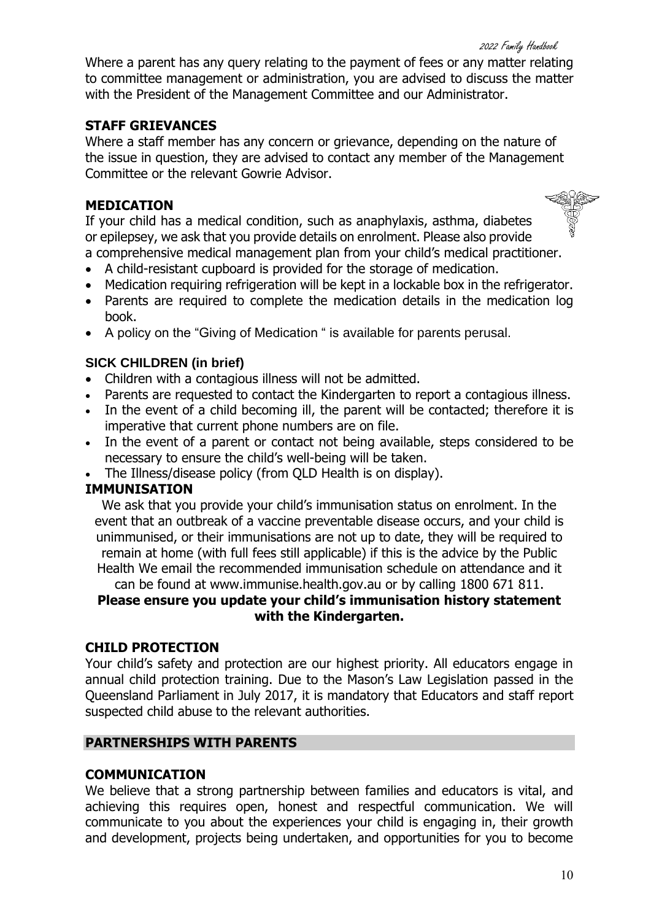Where a parent has any query relating to the payment of fees or any matter relating to committee management or administration, you are advised to discuss the matter with the President of the Management Committee and our Administrator.

### STAFF GRIEVANCES

Where a staff member has any concern or grievance, depending on the nature of the issue in question, they are advised to contact any member of the Management Committee or the relevant Gowrie Advisor.

### MEDICATION

If your child has a medical condition, such as anaphylaxis, asthma, diabetes or epilepsey, we ask that you provide details on enrolment. Please also provide a comprehensive medical management plan from your child's medical practitioner.

- A child-resistant cupboard is provided for the storage of medication.
- Medication requiring refrigeration will be kept in a lockable box in the refrigerator.
- Parents are required to complete the medication details in the medication log book.
- A policy on the "Giving of Medication " is available for parents perusal.

### SICK CHILDREN (in brief)

- Children with a contagious illness will not be admitted.
- Parents are requested to contact the Kindergarten to report a contagious illness.
- In the event of a child becoming ill, the parent will be contacted; therefore it is imperative that current phone numbers are on file.
- In the event of a parent or contact not being available, steps considered to be necessary to ensure the child's well-being will be taken.
- The Illness/disease policy (from QLD Health is on display).

### IMMUNISATION

We ask that you provide your child's immunisation status on enrolment. In the event that an outbreak of a vaccine preventable disease occurs, and your child is unimmunised, or their immunisations are not up to date, they will be required to remain at home (with full fees still applicable) if this is the advice by the Public Health We email the recommended immunisation schedule on attendance and it can be found at www.immunise.health.gov.au or by calling 1800 671 811.

**Please ensure you update your child's immunisation history statement with the Kindergarten.**

### CHILD PROTECTION

Your child's safety and protection are our highest priority. All educators engage in annual child protection training. Due to the Mason's Law Legislation passed in the Queensland Parliament in July 2017, it is mandatory that Educators and staff report suspected child abuse to the relevant authorities.

## PARTNERSHIPS WITH PARENTS

### COMMUNICATION

We believe that a strong partnership between families and educators is vital, and achieving this requires open, honest and respectful communication. We will communicate to you about the experiences your child is engaging in, their growth and development, projects being undertaken, and opportunities for you to become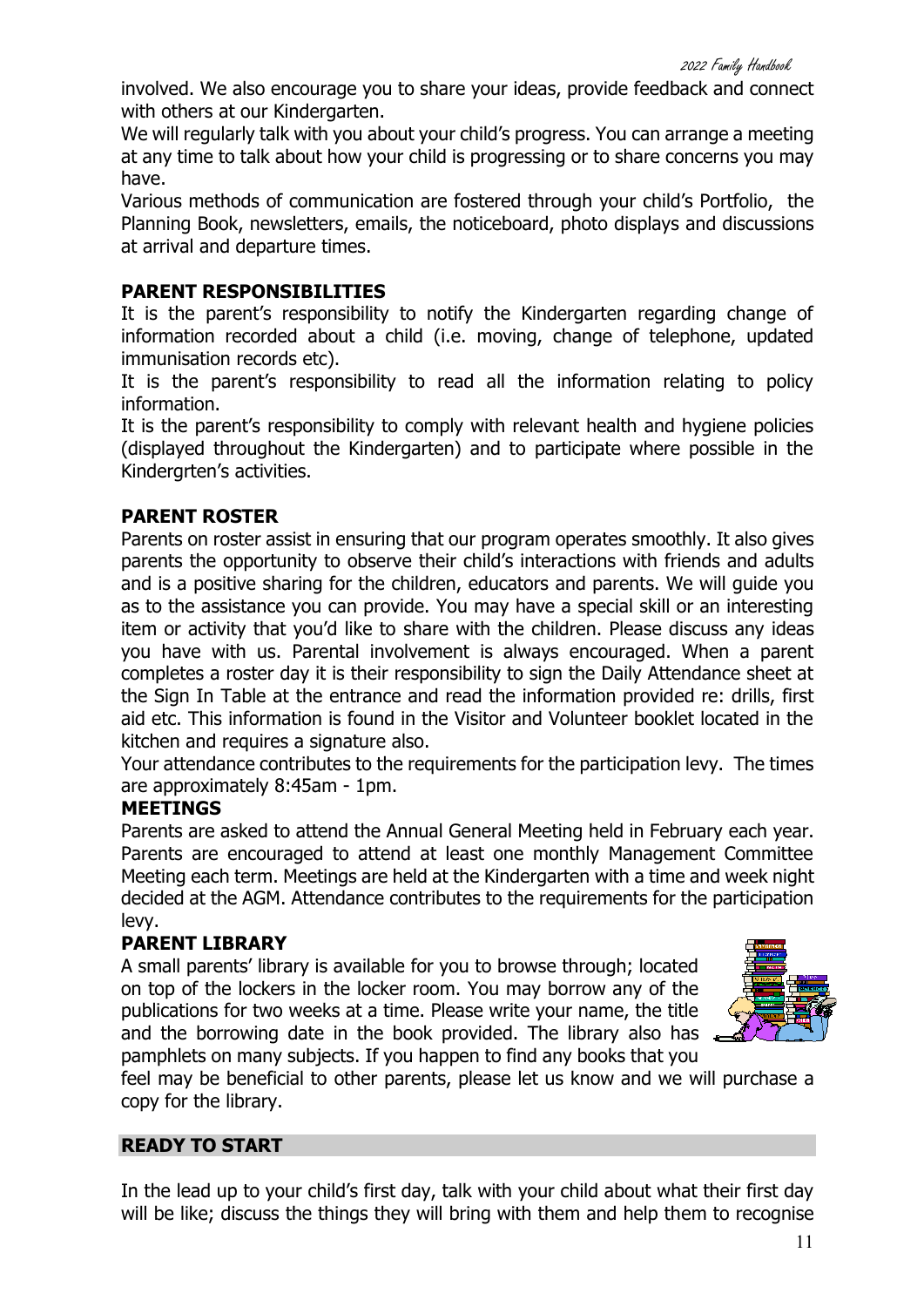involved. We also encourage you to share your ideas, provide feedback and connect with others at our Kindergarten.

We will regularly talk with you about your child's progress. You can arrange a meeting at any time to talk about how your child is progressing or to share concerns you may have.

Various methods of communication are fostered through your child's Portfolio, the Planning Book, newsletters, emails, the noticeboard, photo displays and discussions at arrival and departure times.

### PARENT RESPONSIBILITIES

It is the parent's responsibility to notify the Kindergarten regarding change of information recorded about a child (i.e. moving, change of telephone, updated immunisation records etc).

It is the parent's responsibility to read all the information relating to policy information.

It is the parent's responsibility to comply with relevant health and hygiene policies (displayed throughout the Kindergarten) and to participate where possible in the Kindergrten's activities.

### PARENT ROSTER

Parents on roster assist in ensuring that our program operates smoothly. It also gives parents the opportunity to observe their child's interactions with friends and adults and is a positive sharing for the children, educators and parents. We will guide you as to the assistance you can provide. You may have a special skill or an interesting item or activity that you'd like to share with the children. Please discuss any ideas you have with us. Parental involvement is always encouraged. When a parent completes a roster day it is their responsibility to sign the Daily Attendance sheet at the Sign In Table at the entrance and read the information provided re: drills, first aid etc. This information is found in the Visitor and Volunteer booklet located in the kitchen and requires a signature also.

Your attendance contributes to the requirements for the participation levy. The times are approximately 8:45am - 1pm.

### MEETINGS

Parents are asked to attend the Annual General Meeting held in February each year. Parents are encouraged to attend at least one monthly Management Committee Meeting each term. Meetings are held at the Kindergarten with a time and week night decided at the AGM. Attendance contributes to the requirements for the participation levy.

### PARENT LIBRARY

A small parents' library is available for you to browse through; located on top of the lockers in the locker room. You may borrow any of the publications for two weeks at a time. Please write your name, the title and the borrowing date in the book provided. The library also has pamphlets on many subjects. If you happen to find any books that you feel may be beneficial to other parents, please let us know and we will purchase a copy for the library.

## READY TO START

In the lead up to your child's first day, talk with your child about what their first day will be like; discuss the things they will bring with them and help them to recognise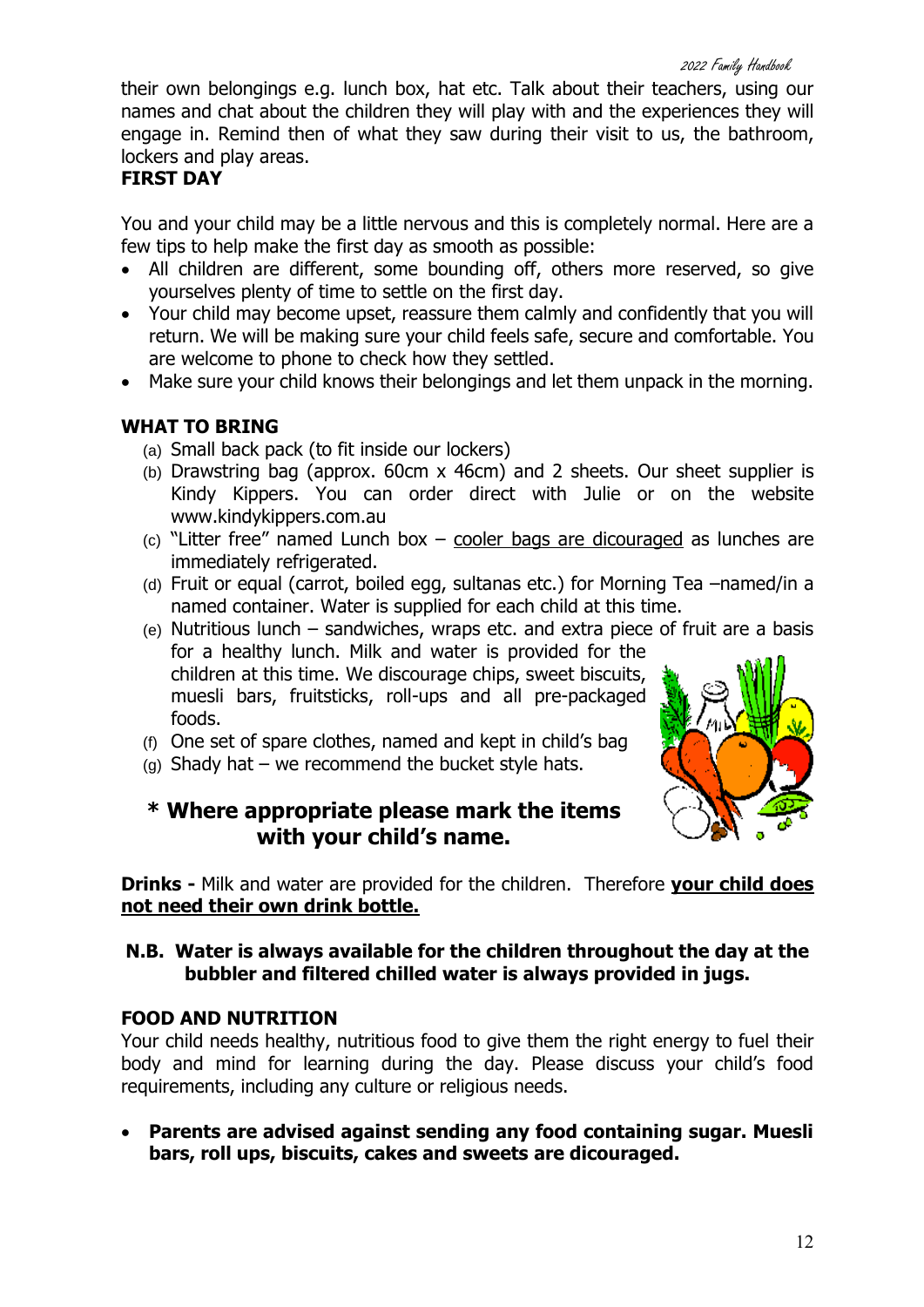their own belongings e.g. lunch box, hat etc. Talk about their teachers, using our names and chat about the children they will play with and the experiences they will engage in. Remind then of what they saw during their visit to us, the bathroom, lockers and play areas.

**FIRST DAY**

You and your child may be a little nervous and this is completely normal. Here are a few tips to help make the first day as smooth as possible:

- All children are different, some bounding off, others more reserved, so give yourselves plenty of time to settle on the first day.
- Your child may become upset, reassure them calmly and confidently that you will return. We will be making sure your child feels safe, secure and comfortable. You are welcome to phone to check how they settled.
- Make sure your child knows their belongings and let them unpack in the morning.

**WHAT TO BRING**

(a) Small back pack (to fit inside our lockers)
(b) Drawstring bag (approx. 60cm x 46cm) and 2 sheets. Our sheet supplier is Kindy Kippers. You can order direct with Julie or on the website www.kindykippers.com.au
(c) "Litter free" named Lunch box – <u>cooler bags are dicouraged</u> as lunches are immediately refrigerated.
(d) Fruit or equal (carrot, boiled egg, sultanas etc.) for Morning Tea –named/in a named container. Water is supplied for each child at this time.
(e) Nutritious lunch – sandwiches, wraps etc. and extra piece of fruit are a basis for a healthy lunch. Milk and water is provided for the children at this time. We discourage chips, sweet biscuits, muesli bars, fruitsticks, roll-ups and all pre-packaged foods.
(f) One set of spare clothes, named and kept in child's bag
(g) Shady hat – we recommend the bucket style hats.

**\* Where appropriate please mark the items with your child's name.**

**Drinks -** Milk and water are provided for the children. Therefore **<u>your child does not need their own drink bottle.</u>**

**N.B. Water is always available for the children throughout the day at the bubbler and filtered chilled water is always provided in jugs.**

**FOOD AND NUTRITION**

Your child needs healthy, nutritious food to give them the right energy to fuel their body and mind for learning during the day. Please discuss your child's food requirements, including any culture or religious needs.

- **Parents are advised against sending any food containing sugar. Muesli bars, roll ups, biscuits, cakes and sweets are dicouraged.**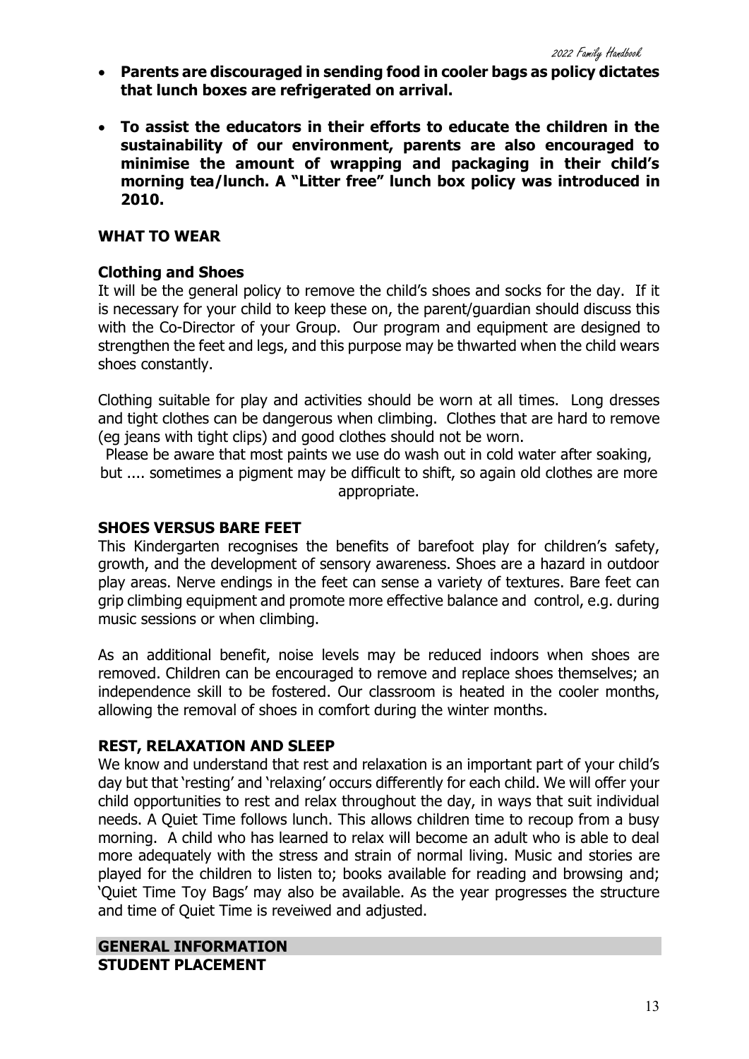- **Parents are discouraged in sending food in cooler bags as policy dictates that lunch boxes are refrigerated on arrival.**
- **To assist the educators in their efforts to educate the children in the sustainability of our environment, parents are also encouraged to minimise the amount of wrapping and packaging in their child's morning tea/lunch. A "Litter free" lunch box policy was introduced in 2010.**

## WHAT TO WEAR

### Clothing and Shoes

It will be the general policy to remove the child's shoes and socks for the day. If it is necessary for your child to keep these on, the parent/guardian should discuss this with the Co-Director of your Group. Our program and equipment are designed to strengthen the feet and legs, and this purpose may be thwarted when the child wears shoes constantly.

Clothing suitable for play and activities should be worn at all times. Long dresses and tight clothes can be dangerous when climbing. Clothes that are hard to remove (eg jeans with tight clips) and good clothes should not be worn.

Please be aware that most paints we use do wash out in cold water after soaking, but .... sometimes a pigment may be difficult to shift, so again old clothes are more appropriate.

## SHOES VERSUS BARE FEET

This Kindergarten recognises the benefits of barefoot play for children's safety, growth, and the development of sensory awareness. Shoes are a hazard in outdoor play areas. Nerve endings in the feet can sense a variety of textures. Bare feet can grip climbing equipment and promote more effective balance and control, e.g. during music sessions or when climbing.

As an additional benefit, noise levels may be reduced indoors when shoes are removed. Children can be encouraged to remove and replace shoes themselves; an independence skill to be fostered. Our classroom is heated in the cooler months, allowing the removal of shoes in comfort during the winter months.

## REST, RELAXATION AND SLEEP

We know and understand that rest and relaxation is an important part of your child's day but that 'resting' and 'relaxing' occurs differently for each child. We will offer your child opportunities to rest and relax throughout the day, in ways that suit individual needs. A Quiet Time follows lunch. This allows children time to recoup from a busy morning. A child who has learned to relax will become an adult who is able to deal more adequately with the stress and strain of normal living. Music and stories are played for the children to listen to; books available for reading and browsing and; 'Quiet Time Toy Bags' may also be available. As the year progresses the structure and time of Quiet Time is reveiwed and adjusted.

# GENERAL INFORMATION

## STUDENT PLACEMENT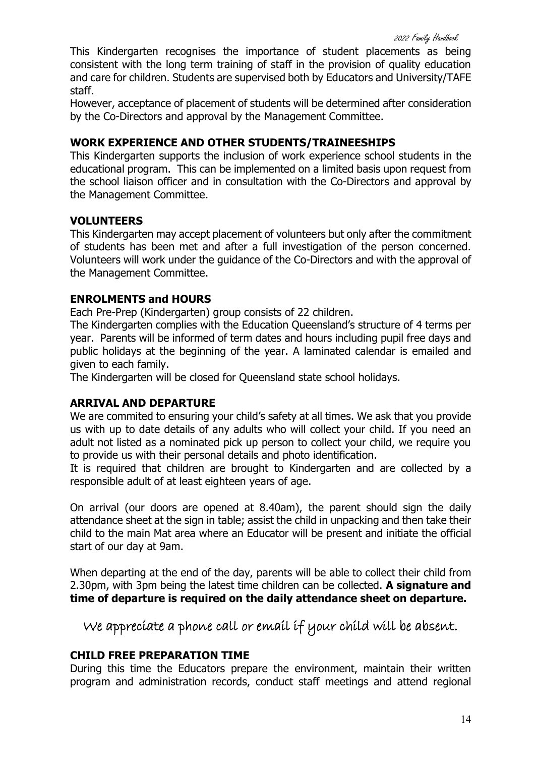This Kindergarten recognises the importance of student placements as being consistent with the long term training of staff in the provision of quality education and care for children. Students are supervised both by Educators and University/TAFE staff.

However, acceptance of placement of students will be determined after consideration by the Co-Directors and approval by the Management Committee.

## WORK EXPERIENCE AND OTHER STUDENTS/TRAINEESHIPS

This Kindergarten supports the inclusion of work experience school students in the educational program. This can be implemented on a limited basis upon request from the school liaison officer and in consultation with the Co-Directors and approval by the Management Committee.

## VOLUNTEERS

This Kindergarten may accept placement of volunteers but only after the commitment of students has been met and after a full investigation of the person concerned. Volunteers will work under the guidance of the Co-Directors and with the approval of the Management Committee.

## ENROLMENTS and HOURS

Each Pre-Prep (Kindergarten) group consists of 22 children.

The Kindergarten complies with the Education Queensland's structure of 4 terms per year. Parents will be informed of term dates and hours including pupil free days and public holidays at the beginning of the year. A laminated calendar is emailed and given to each family.

The Kindergarten will be closed for Queensland state school holidays.

## ARRIVAL AND DEPARTURE

We are commited to ensuring your child's safety at all times. We ask that you provide us with up to date details of any adults who will collect your child. If you need an adult not listed as a nominated pick up person to collect your child, we require you to provide us with their personal details and photo identification.

It is required that children are brought to Kindergarten and are collected by a responsible adult of at least eighteen years of age.

On arrival (our doors are opened at 8.40am), the parent should sign the daily attendance sheet at the sign in table; assist the child in unpacking and then take their child to the main Mat area where an Educator will be present and initiate the official start of our day at 9am.

When departing at the end of the day, parents will be able to collect their child from 2.30pm, with 3pm being the latest time children can be collected. **A signature and time of departure is required on the daily attendance sheet on departure.**

We appreciate a phone call or email if your child will be absent.

## CHILD FREE PREPARATION TIME

During this time the Educators prepare the environment, maintain their written program and administration records, conduct staff meetings and attend regional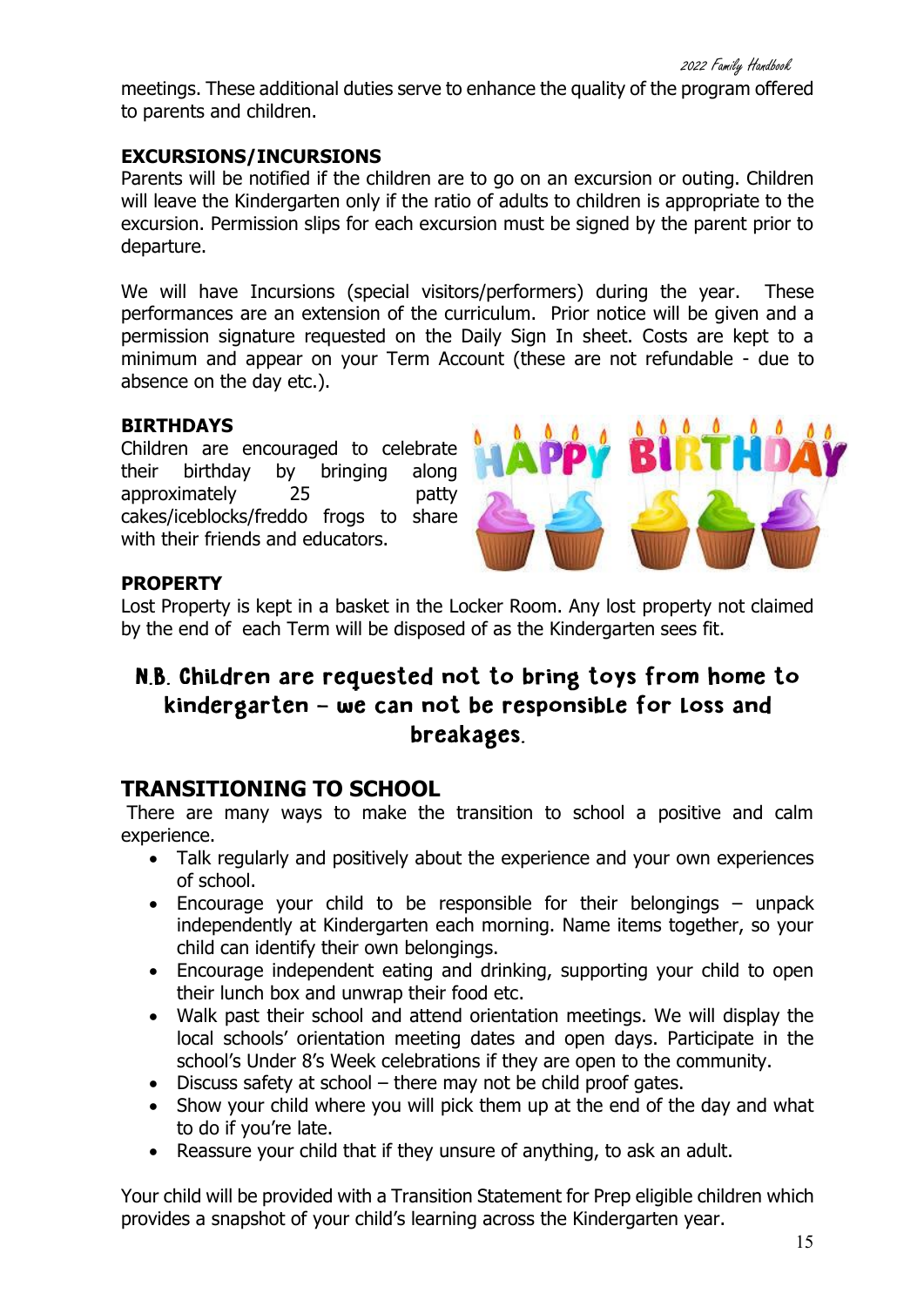meetings. These additional duties serve to enhance the quality of the program offered to parents and children.

**EXCURSIONS/INCURSIONS**
Parents will be notified if the children are to go on an excursion or outing. Children will leave the Kindergarten only if the ratio of adults to children is appropriate to the excursion. Permission slips for each excursion must be signed by the parent prior to departure.

We will have Incursions (special visitors/performers) during the year. These performances are an extension of the curriculum. Prior notice will be given and a permission signature requested on the Daily Sign In sheet. Costs are kept to a minimum and appear on your Term Account (these are not refundable - due to absence on the day etc.).

**BIRTHDAYS**
Children are encouraged to celebrate their birthday by bringing along approximately 25 patty cakes/iceblocks/freddo frogs to share with their friends and educators.

**PROPERTY**
Lost Property is kept in a basket in the Locker Room. Any lost property not claimed by the end of each Term will be disposed of as the Kindergarten sees fit.

**N.B. Children are requested not to bring toys from home to kindergarten – we can not be responsible for loss and breakages.**

## TRANSITIONING TO SCHOOL

There are many ways to make the transition to school a positive and calm experience.

- Talk regularly and positively about the experience and your own experiences of school.
- Encourage your child to be responsible for their belongings – unpack independently at Kindergarten each morning. Name items together, so your child can identify their own belongings.
- Encourage independent eating and drinking, supporting your child to open their lunch box and unwrap their food etc.
- Walk past their school and attend orientation meetings. We will display the local schools' orientation meeting dates and open days. Participate in the school's Under 8's Week celebrations if they are open to the community.
- Discuss safety at school – there may not be child proof gates.
- Show your child where you will pick them up at the end of the day and what to do if you're late.
- Reassure your child that if they unsure of anything, to ask an adult.

Your child will be provided with a Transition Statement for Prep eligible children which provides a snapshot of your child's learning across the Kindergarten year.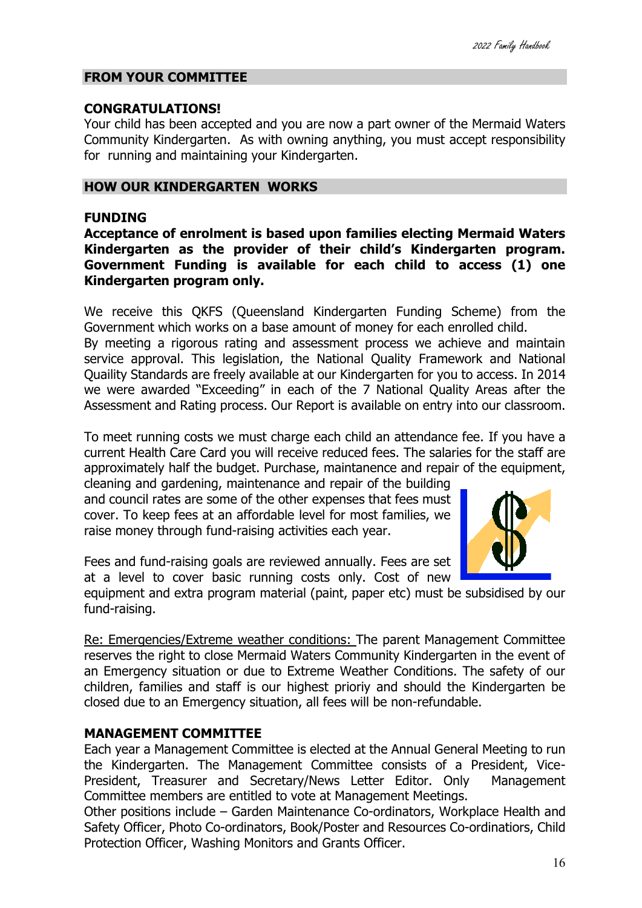## FROM YOUR COMMITTEE

### CONGRATULATIONS!

Your child has been accepted and you are now a part owner of the Mermaid Waters Community Kindergarten. As with owning anything, you must accept responsibility for running and maintaining your Kindergarten.

## HOW OUR KINDERGARTEN WORKS

### FUNDING

**Acceptance of enrolment is based upon families electing Mermaid Waters Kindergarten as the provider of their child's Kindergarten program. Government Funding is available for each child to access (1) one Kindergarten program only.**

We receive this QKFS (Queensland Kindergarten Funding Scheme) from the Government which works on a base amount of money for each enrolled child. By meeting a rigorous rating and assessment process we achieve and maintain service approval. This legislation, the National Quality Framework and National Quaility Standards are freely available at our Kindergarten for you to access. In 2014 we were awarded "Exceeding" in each of the 7 National Quality Areas after the Assessment and Rating process. Our Report is available on entry into our classroom.

To meet running costs we must charge each child an attendance fee. If you have a current Health Care Card you will receive reduced fees. The salaries for the staff are approximately half the budget. Purchase, maintanence and repair of the equipment, cleaning and gardening, maintenance and repair of the building and council rates are some of the other expenses that fees must cover. To keep fees at an affordable level for most families, we raise money through fund-raising activities each year.

Fees and fund-raising goals are reviewed annually. Fees are set at a level to cover basic running costs only. Cost of new equipment and extra program material (paint, paper etc) must be subsidised by our fund-raising.

Re: Emergencies/Extreme weather conditions: The parent Management Committee reserves the right to close Mermaid Waters Community Kindergarten in the event of an Emergency situation or due to Extreme Weather Conditions. The safety of our children, families and staff is our highest prioriy and should the Kindergarten be closed due to an Emergency situation, all fees will be non-refundable.

### MANAGEMENT COMMITTEE

Each year a Management Committee is elected at the Annual General Meeting to run the Kindergarten. The Management Committee consists of a President, Vice-President, Treasurer and Secretary/News Letter Editor. Only Management Committee members are entitled to vote at Management Meetings.

Other positions include – Garden Maintenance Co-ordinators, Workplace Health and Safety Officer, Photo Co-ordinators, Book/Poster and Resources Co-ordinations, Child Protection Officer, Washing Monitors and Grants Officer.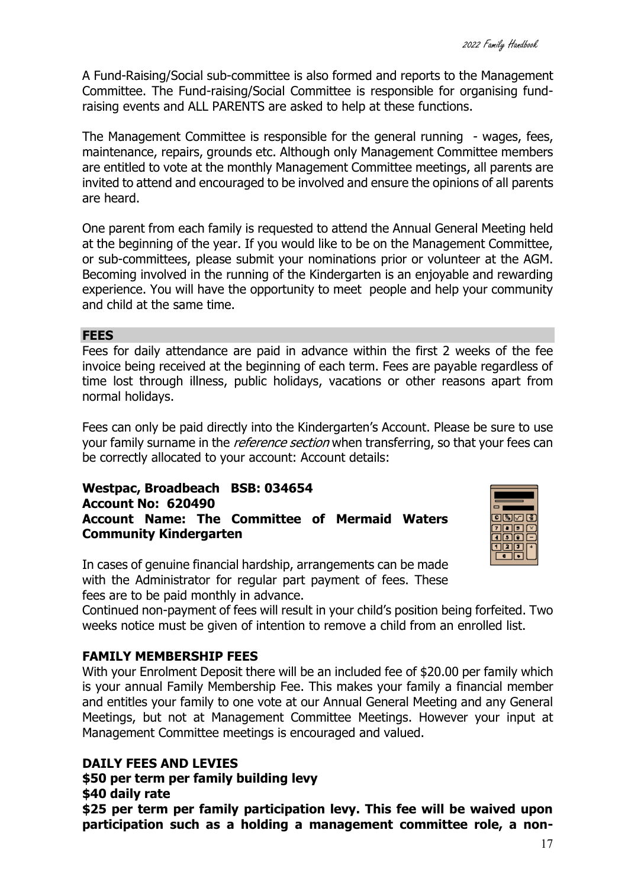A Fund-Raising/Social sub-committee is also formed and reports to the Management Committee. The Fund-raising/Social Committee is responsible for organising fund-raising events and ALL PARENTS are asked to help at these functions.

The Management Committee is responsible for the general running - wages, fees, maintenance, repairs, grounds etc. Although only Management Committee members are entitled to vote at the monthly Management Committee meetings, all parents are invited to attend and encouraged to be involved and ensure the opinions of all parents are heard.

One parent from each family is requested to attend the Annual General Meeting held at the beginning of the year. If you would like to be on the Management Committee, or sub-committees, please submit your nominations prior or volunteer at the AGM. Becoming involved in the running of the Kindergarten is an enjoyable and rewarding experience. You will have the opportunity to meet people and help your community and child at the same time.

## FEES

Fees for daily attendance are paid in advance within the first 2 weeks of the fee invoice being received at the beginning of each term. Fees are payable regardless of time lost through illness, public holidays, vacations or other reasons apart from normal holidays.

Fees can only be paid directly into the Kindergarten's Account. Please be sure to use your family surname in the *reference section* when transferring, so that your fees can be correctly allocated to your account: Account details:

**Westpac, Broadbeach BSB: 034654**
**Account No: 620490**
**Account Name: The Committee of Mermaid Waters Community Kindergarten**

In cases of genuine financial hardship, arrangements can be made with the Administrator for regular part payment of fees. These fees are to be paid monthly in advance.

Continued non-payment of fees will result in your child's position being forfeited. Two weeks notice must be given of intention to remove a child from an enrolled list.

### FAMILY MEMBERSHIP FEES

With your Enrolment Deposit there will be an included fee of $20.00 per family which is your annual Family Membership Fee. This makes your family a financial member and entitles your family to one vote at our Annual General Meeting and any General Meetings, but not at Management Committee Meetings. However your input at Management Committee meetings is encouraged and valued.

### DAILY FEES AND LEVIES

**$50 per term per family building levy**
**$40 daily rate**
**$25 per term per family participation levy. This fee will be waived upon participation such as a holding a management committee role, a non-**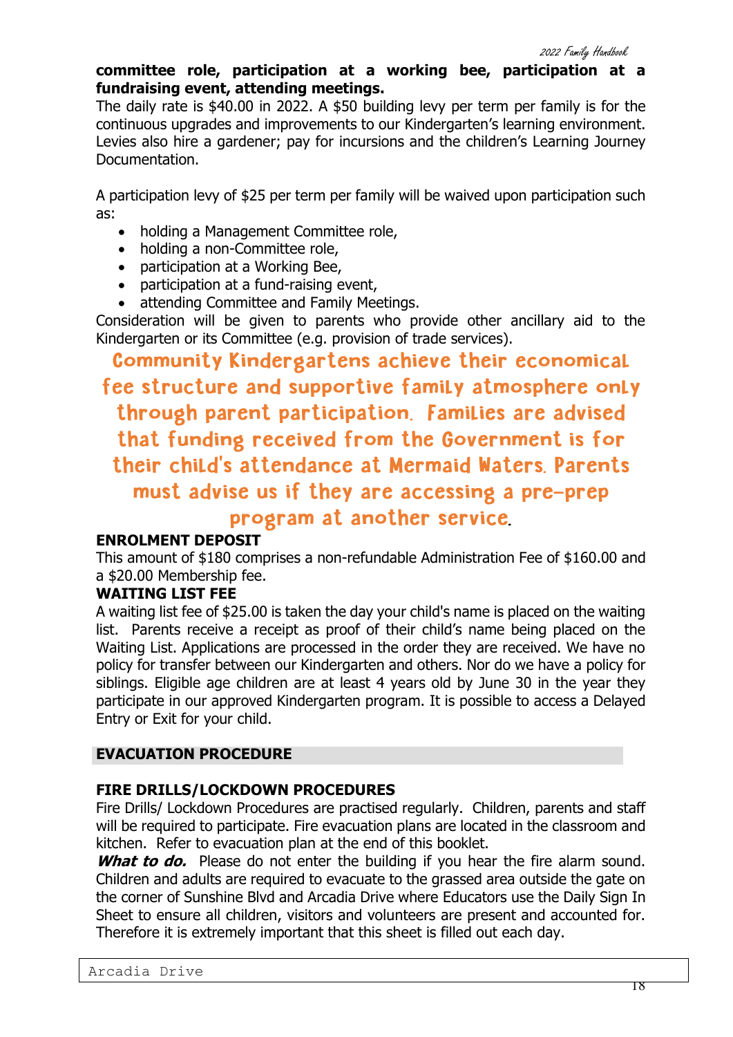**committee role, participation at a working bee, participation at a fundraising event, attending meetings.**

The daily rate is $40.00 in 2022. A $50 building levy per term per family is for the continuous upgrades and improvements to our Kindergarten's learning environment. Levies also hire a gardener; pay for incursions and the children's Learning Journey Documentation.

A participation levy of $25 per term per family will be waived upon participation such as:

- holding a Management Committee role,
- holding a non-Committee role,
- participation at a Working Bee,
- participation at a fund-raising event,
- attending Committee and Family Meetings.

Consideration will be given to parents who provide other ancillary aid to the Kindergarten or its Committee (e.g. provision of trade services).

**Community Kindergartens achieve their economical fee structure and supportive family atmosphere only through parent participation. Families are advised that funding received from the Government is for their child's attendance at Mermaid Waters. Parents must advise us if they are accessing a pre-prep program at another service.**

**ENROLMENT DEPOSIT**

This amount of $180 comprises a non-refundable Administration Fee of $160.00 and a $20.00 Membership fee.

**WAITING LIST FEE**

A waiting list fee of $25.00 is taken the day your child's name is placed on the waiting list. Parents receive a receipt as proof of their child's name being placed on the Waiting List. Applications are processed in the order they are received. We have no policy for transfer between our Kindergarten and others. Nor do we have a policy for siblings. Eligible age children are at least 4 years old by June 30 in the year they participate in our approved Kindergarten program. It is possible to access a Delayed Entry or Exit for your child.

## EVACUATION PROCEDURE

### FIRE DRILLS/LOCKDOWN PROCEDURES

Fire Drills/ Lockdown Procedures are practised regularly. Children, parents and staff will be required to participate. Fire evacuation plans are located in the classroom and kitchen. Refer to evacuation plan at the end of this booklet.

***What to do.*** Please do not enter the building if you hear the fire alarm sound. Children and adults are required to evacuate to the grassed area outside the gate on the corner of Sunshine Blvd and Arcadia Drive where Educators use the Daily Sign In Sheet to ensure all children, visitors and volunteers are present and accounted for. Therefore it is extremely important that this sheet is filled out each day.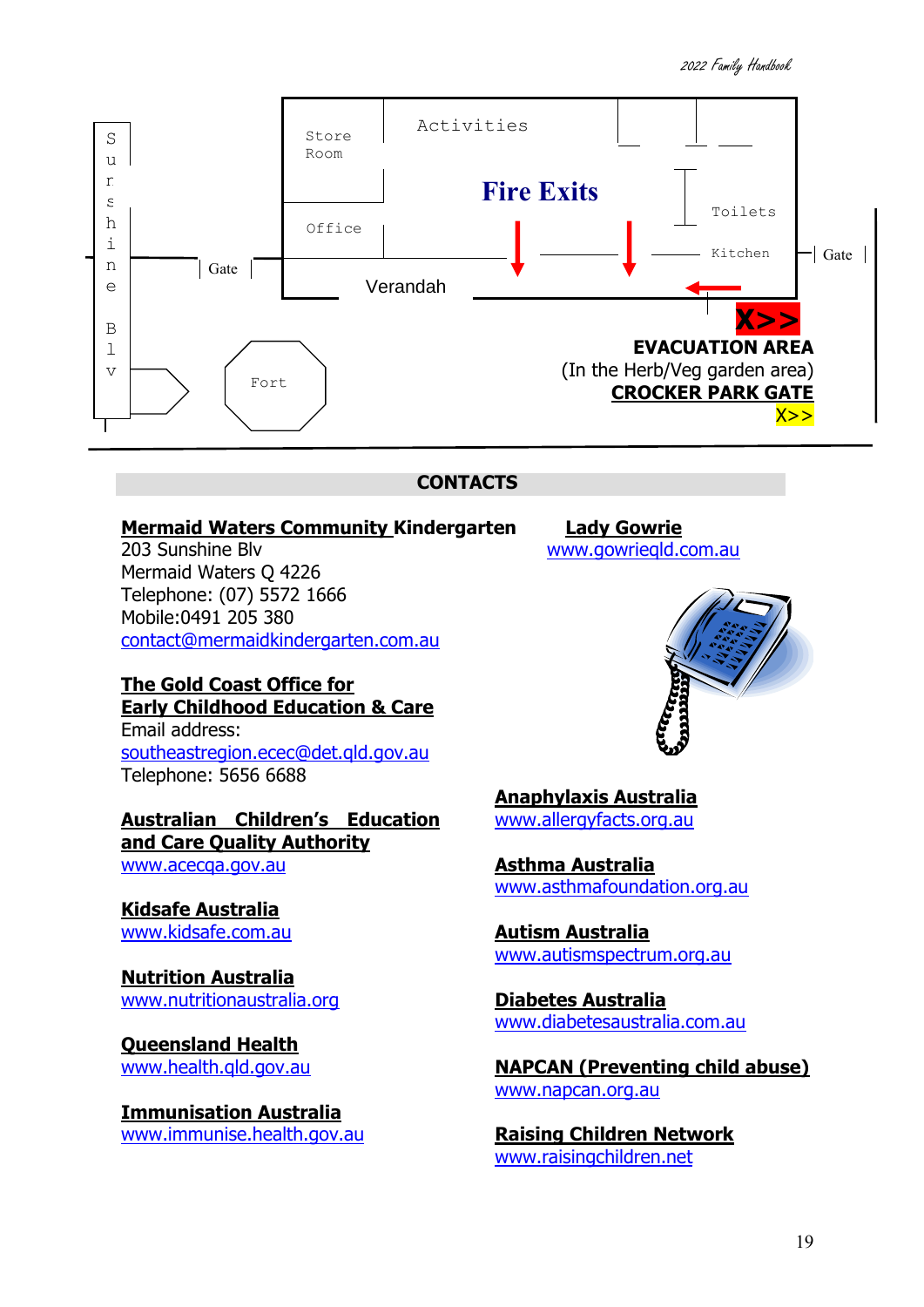Sunshine Blv

Store Room

Activities

Office

Fire Exits

Toilets

Kitchen

Gate

Gate

Verandah

Fort

X>>

**EVACUATION AREA**
(In the Herb/Veg garden area)
**CROCKER PARK GATE**
X>>

## CONTACTS

**Mermaid Waters Community Kindergarten**
203 Sunshine Blv
Mermaid Waters Q 4226
Telephone: (07) 5572 1666
Mobile:0491 205 380
contact@mermaidkindergarten.com.au

**The Gold Coast Office for Early Childhood Education & Care**
Email address:
southeastregion.ecec@det.qld.gov.au
Telephone: 5656 6688

**Australian Children's Education and Care Quality Authority**
www.acecqa.gov.au

**Kidsafe Australia**
www.kidsafe.com.au

**Nutrition Australia**
www.nutritionaustralia.org

**Queensland Health**
www.health.qld.gov.au

**Immunisation Australia**
www.immunise.health.gov.au

**Lady Gowrie**
www.gowrieqld.com.au

**Anaphylaxis Australia**
www.allergyfacts.org.au

**Asthma Australia**
www.asthmafoundation.org.au

**Autism Australia**
www.autismspectrum.org.au

**Diabetes Australia**
www.diabetesaustralia.com.au

**NAPCAN (Preventing child abuse)**
www.napcan.org.au

**Raising Children Network**
www.raisingchildren.net